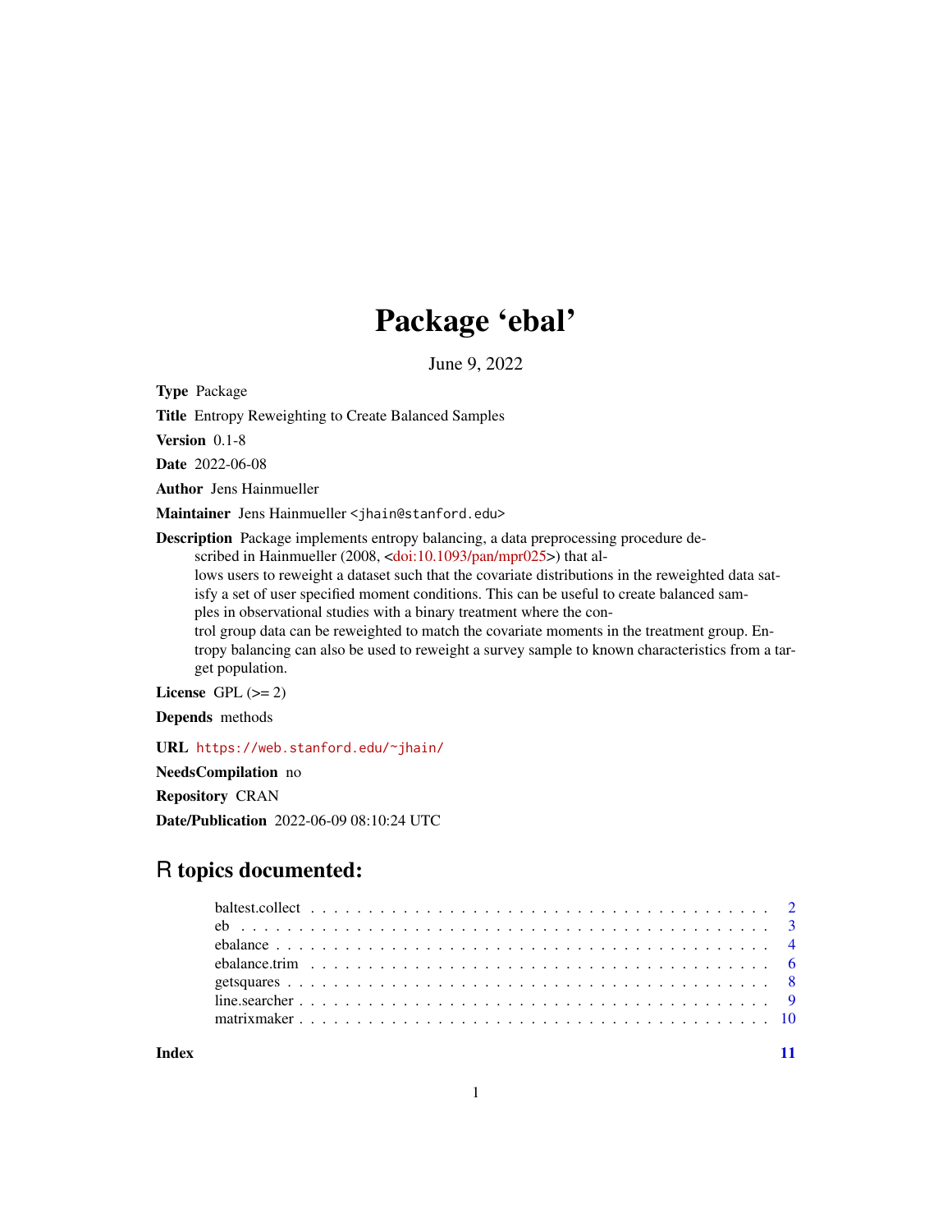# Package 'ebal'

June 9, 2022

**Type** Package

**Title** Entropy Reweighting to Create Balanced Samples

**Version** 0.1-8

**Date** 2022-06-08

**Author** Jens Hainmueller

**Maintainer** Jens Hainmueller <jhain@stanford.edu>

**Description** Package implements entropy balancing, a data preprocessing procedure described in Hainmueller (2008, <doi:10.1093/pan/mpr025>) that allows users to reweight a dataset such that the covariate distributions in the reweighted data satisfy a set of user specified moment conditions. This can be useful to create balanced samples in observational studies with a binary treatment where the control group data can be reweighted to match the covariate moments in the treatment group. Entropy balancing can also be used to reweight a survey sample to known characteristics from a target population.

**License** GPL (>= 2)

**Depends** methods

**URL** https://web.stanford.edu/~jhain/

**NeedsCompilation** no

**Repository** CRAN

**Date/Publication** 2022-06-09 08:10:24 UTC

## R topics documented:

| | |
|---|---|
| baltest.collect | 2 |
| eb | 3 |
| ebalance | 4 |
| ebalance.trim | 6 |
| getsquares | 8 |
| line.searcher | 9 |
| matrixmaker | 10 |
| **Index** | **11** |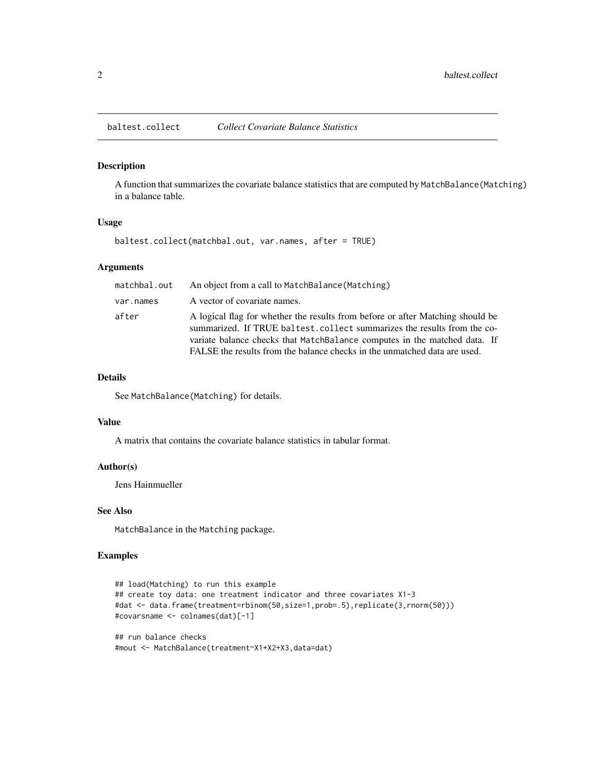## baltest.collect — *Collect Covariate Balance Statistics*

### Description

A function that summarizes the covariate balance statistics that are computed by `MatchBalance(Matching)` in a balance table.

### Usage

```
baltest.collect(matchbal.out, var.names, after = TRUE)
```

### Arguments

| | |
|---|---|
| `matchbal.out` | An object from a call to `MatchBalance(Matching)` |
| `var.names` | A vector of covariate names. |
| `after` | A logical flag for whether the results from before or after Matching should be summarized. If TRUE `baltest.collect` summarizes the results from the covariate balance checks that `MatchBalance` computes in the matched data. If FALSE the results from the balance checks in the unmatched data are used. |

### Details

See `MatchBalance(Matching)` for details.

### Value

A matrix that contains the covariate balance statistics in tabular format.

### Author(s)

Jens Hainmueller

### See Also

`MatchBalance` in the `Matching` package.

### Examples

```
## load(Matching) to run this example
## create toy data: one treatment indicator and three covariates X1-3
#dat <- data.frame(treatment=rbinom(50,size=1,prob=.5),replicate(3,rnorm(50)))
#covarsname <- colnames(dat)[-1]

## run balance checks
#mout <- MatchBalance(treatment~X1+X2+X3,data=dat)
```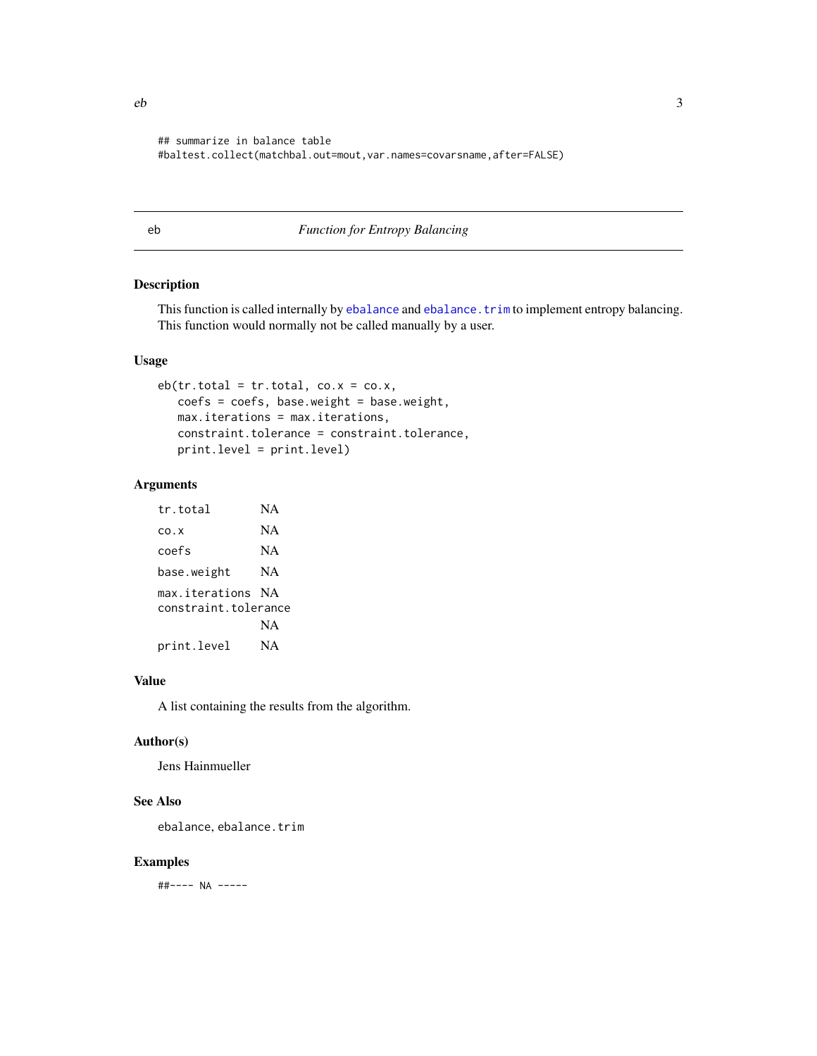```
## summarize in balance table
#baltest.collect(matchbal.out=mout,var.names=covarsname,after=FALSE)
```

---

eb *Function for Entropy Balancing*

---

## Description

This function is called internally by `ebalance` and `ebalance.trim` to implement entropy balancing. This function would normally not be called manually by a user.

## Usage

```
eb(tr.total = tr.total, co.x = co.x,
   coefs = coefs, base.weight = base.weight,
   max.iterations = max.iterations,
   constraint.tolerance = constraint.tolerance,
   print.level = print.level)
```

## Arguments

| | |
|---|---|
| `tr.total` | NA |
| `co.x` | NA |
| `coefs` | NA |
| `base.weight` | NA |
| `max.iterations` | NA |
| `constraint.tolerance` | NA |
| `print.level` | NA |

## Value

A list containing the results from the algorithm.

## Author(s)

Jens Hainmueller

## See Also

`ebalance`, `ebalance.trim`

## Examples

```
##---- NA -----
```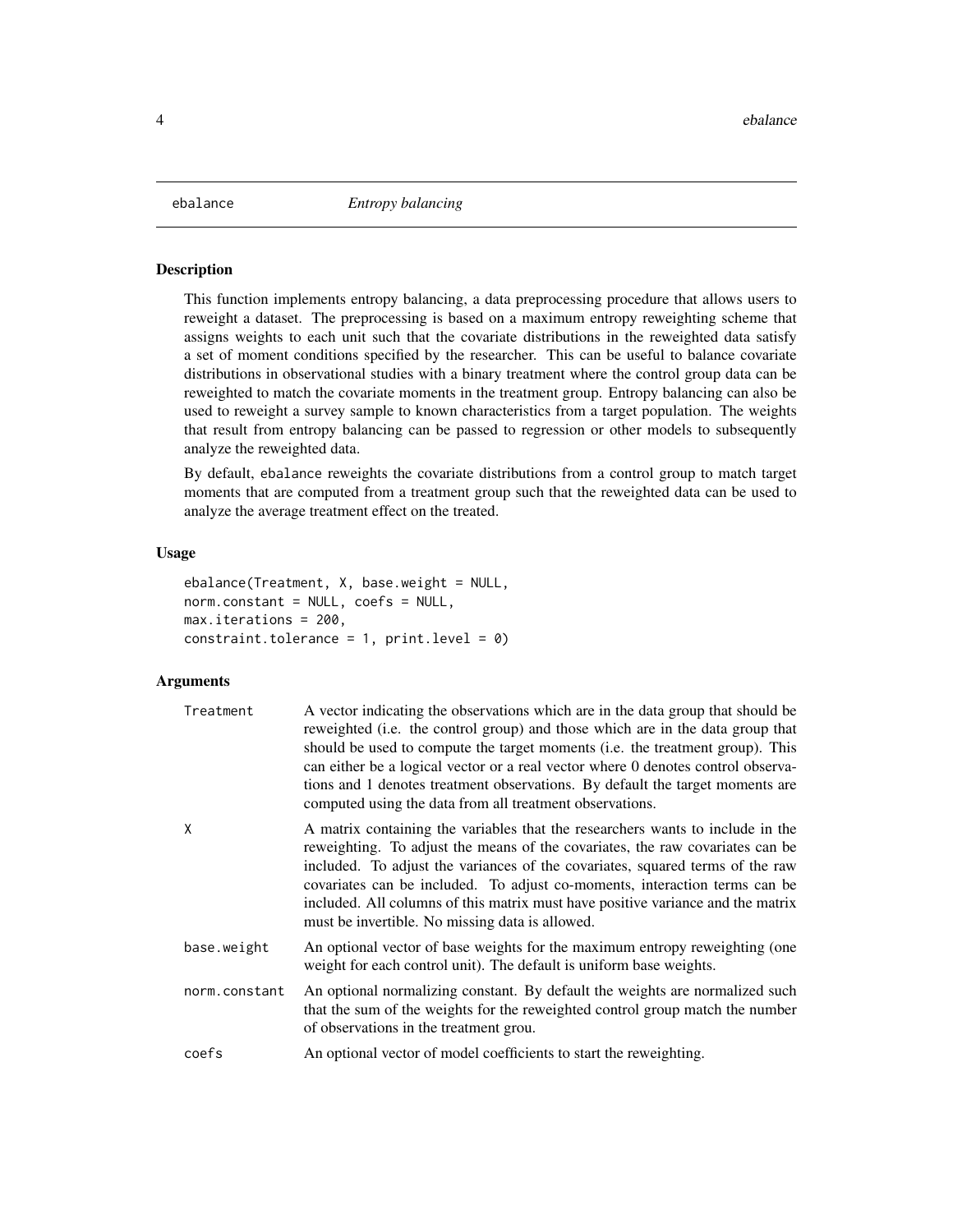# ebalance *Entropy balancing*

## Description

This function implements entropy balancing, a data preprocessing procedure that allows users to reweight a dataset. The preprocessing is based on a maximum entropy reweighting scheme that assigns weights to each unit such that the covariate distributions in the reweighted data satisfy a set of moment conditions specified by the researcher. This can be useful to balance covariate distributions in observational studies with a binary treatment where the control group data can be reweighted to match the covariate moments in the treatment group. Entropy balancing can also be used to reweight a survey sample to known characteristics from a target population. The weights that result from entropy balancing can be passed to regression or other models to subsequently analyze the reweighted data.

By default, `ebalance` reweights the covariate distributions from a control group to match target moments that are computed from a treatment group such that the reweighted data can be used to analyze the average treatment effect on the treated.

## Usage

```
ebalance(Treatment, X, base.weight = NULL,
norm.constant = NULL, coefs = NULL,
max.iterations = 200,
constraint.tolerance = 1, print.level = 0)
```

## Arguments

| | |
|---|---|
| `Treatment` | A vector indicating the observations which are in the data group that should be reweighted (i.e. the control group) and those which are in the data group that should be used to compute the target moments (i.e. the treatment group). This can either be a logical vector or a real vector where 0 denotes control observations and 1 denotes treatment observations. By default the target moments are computed using the data from all treatment observations. |
| `X` | A matrix containing the variables that the researchers wants to include in the reweighting. To adjust the means of the covariates, the raw covariates can be included. To adjust the variances of the covariates, squared terms of the raw covariates can be included. To adjust co-moments, interaction terms can be included. All columns of this matrix must have positive variance and the matrix must be invertible. No missing data is allowed. |
| `base.weight` | An optional vector of base weights for the maximum entropy reweighting (one weight for each control unit). The default is uniform base weights. |
| `norm.constant` | An optional normalizing constant. By default the weights are normalized such that the sum of the weights for the reweighted control group match the number of observations in the treatment grou. |
| `coefs` | An optional vector of model coefficients to start the reweighting. |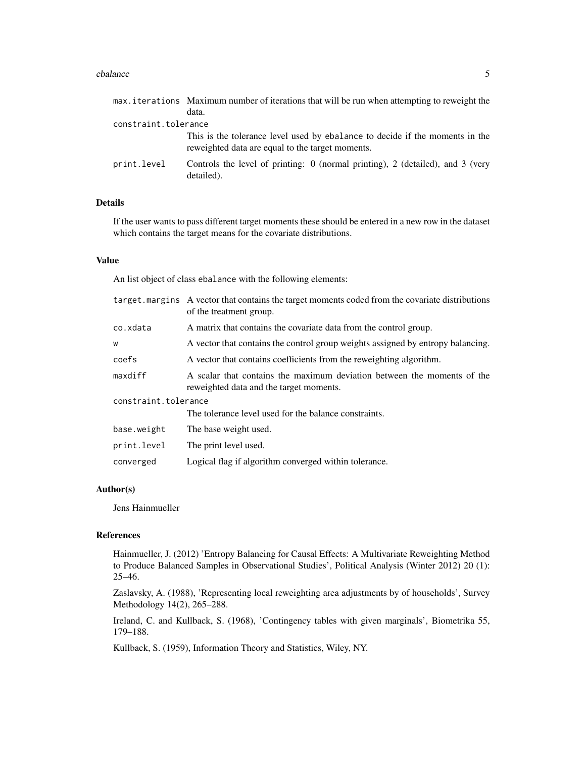| | |
|---|---|
| `max.iterations` | Maximum number of iterations that will be run when attempting to reweight the data. |
| `constraint.tolerance` | This is the tolerance level used by ebalance to decide if the moments in the reweighted data are equal to the target moments. |
| `print.level` | Controls the level of printing: 0 (normal printing), 2 (detailed), and 3 (very detailed). |

## Details

If the user wants to pass different target moments these should be entered in a new row in the dataset which contains the target means for the covariate distributions.

## Value

An list object of class `ebalance` with the following elements:

| | |
|---|---|
| `target.margins` | A vector that contains the target moments coded from the covariate distributions of the treatment group. |
| `co.xdata` | A matrix that contains the covariate data from the control group. |
| `w` | A vector that contains the control group weights assigned by entropy balancing. |
| `coefs` | A vector that contains coefficients from the reweighting algorithm. |
| `maxdiff` | A scalar that contains the maximum deviation between the moments of the reweighted data and the target moments. |
| `constraint.tolerance` | The tolerance level used for the balance constraints. |
| `base.weight` | The base weight used. |
| `print.level` | The print level used. |
| `converged` | Logical flag if algorithm converged within tolerance. |

## Author(s)

Jens Hainmueller

## References

Hainmueller, J. (2012) 'Entropy Balancing for Causal Effects: A Multivariate Reweighting Method to Produce Balanced Samples in Observational Studies', Political Analysis (Winter 2012) 20 (1): 25–46.

Zaslavsky, A. (1988), 'Representing local reweighting area adjustments by of households', Survey Methodology 14(2), 265–288.

Ireland, C. and Kullback, S. (1968), 'Contingency tables with given marginals', Biometrika 55, 179–188.

Kullback, S. (1959), Information Theory and Statistics, Wiley, NY.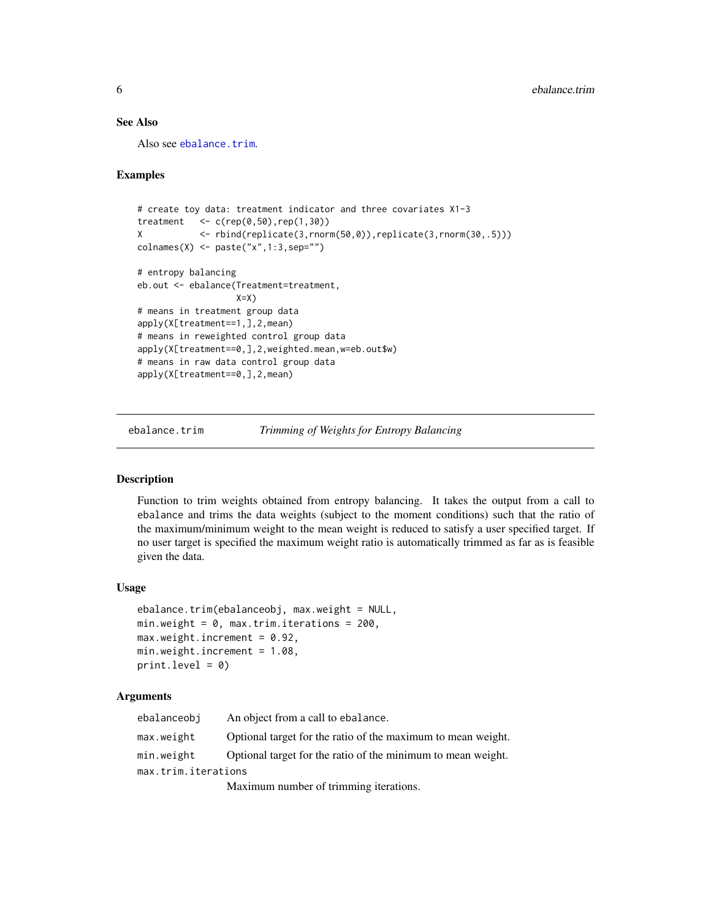### See Also

Also see ebalance.trim.

### Examples

```
# create toy data: treatment indicator and three covariates X1-3
treatment   <- c(rep(0,50),rep(1,30))
X           <- rbind(replicate(3,rnorm(50,0)),replicate(3,rnorm(30,.5)))
colnames(X) <- paste("x",1:3,sep="")

# entropy balancing
eb.out <- ebalance(Treatment=treatment,
                   X=X)
# means in treatment group data
apply(X[treatment==1,],2,mean)
# means in reweighted control group data
apply(X[treatment==0,],2,weighted.mean,w=eb.out$w)
# means in raw data control group data
apply(X[treatment==0,],2,mean)
```

---

## ebalance.trim — *Trimming of Weights for Entropy Balancing*

### Description

Function to trim weights obtained from entropy balancing. It takes the output from a call to ebalance and trims the data weights (subject to the moment conditions) such that the ratio of the maximum/minimum weight to the mean weight is reduced to satisfy a user specified target. If no user target is specified the maximum weight ratio is automatically trimmed as far as is feasible given the data.

### Usage

```
ebalance.trim(ebalanceobj, max.weight = NULL,
min.weight = 0, max.trim.iterations = 200,
max.weight.increment = 0.92,
min.weight.increment = 1.08,
print.level = 0)
```

### Arguments

| | |
|---|---|
| ebalanceobj | An object from a call to ebalance. |
| max.weight | Optional target for the ratio of the maximum to mean weight. |
| min.weight | Optional target for the ratio of the minimum to mean weight. |
| max.trim.iterations | Maximum number of trimming iterations. |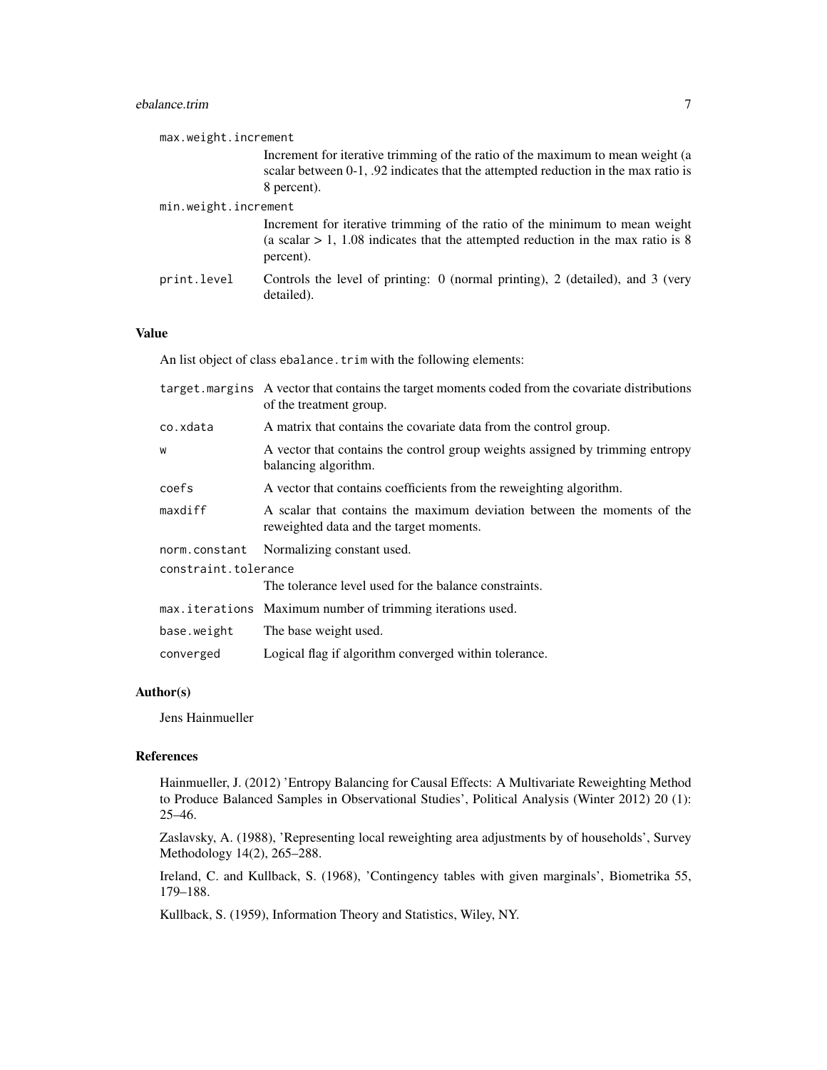| | |
|---|---|
| `max.weight.increment` | Increment for iterative trimming of the ratio of the maximum to mean weight (a scalar between 0-1, .92 indicates that the attempted reduction in the max ratio is 8 percent). |
| `min.weight.increment` | Increment for iterative trimming of the ratio of the minimum to mean weight (a scalar > 1, 1.08 indicates that the attempted reduction in the max ratio is 8 percent). |
| `print.level` | Controls the level of printing: 0 (normal printing), 2 (detailed), and 3 (very detailed). |

## Value

An list object of class `ebalance.trim` with the following elements:

| | |
|---|---|
| `target.margins` | A vector that contains the target moments coded from the covariate distributions of the treatment group. |
| `co.xdata` | A matrix that contains the covariate data from the control group. |
| `w` | A vector that contains the control group weights assigned by trimming entropy balancing algorithm. |
| `coefs` | A vector that contains coefficients from the reweighting algorithm. |
| `maxdiff` | A scalar that contains the maximum deviation between the moments of the reweighted data and the target moments. |
| `norm.constant` | Normalizing constant used. |
| `constraint.tolerance` | The tolerance level used for the balance constraints. |
| `max.iterations` | Maximum number of trimming iterations used. |
| `base.weight` | The base weight used. |
| `converged` | Logical flag if algorithm converged within tolerance. |

## Author(s)

Jens Hainmueller

## References

Hainmueller, J. (2012) 'Entropy Balancing for Causal Effects: A Multivariate Reweighting Method to Produce Balanced Samples in Observational Studies', Political Analysis (Winter 2012) 20 (1): 25–46.

Zaslavsky, A. (1988), 'Representing local reweighting area adjustments by of households', Survey Methodology 14(2), 265–288.

Ireland, C. and Kullback, S. (1968), 'Contingency tables with given marginals', Biometrika 55, 179–188.

Kullback, S. (1959), Information Theory and Statistics, Wiley, NY.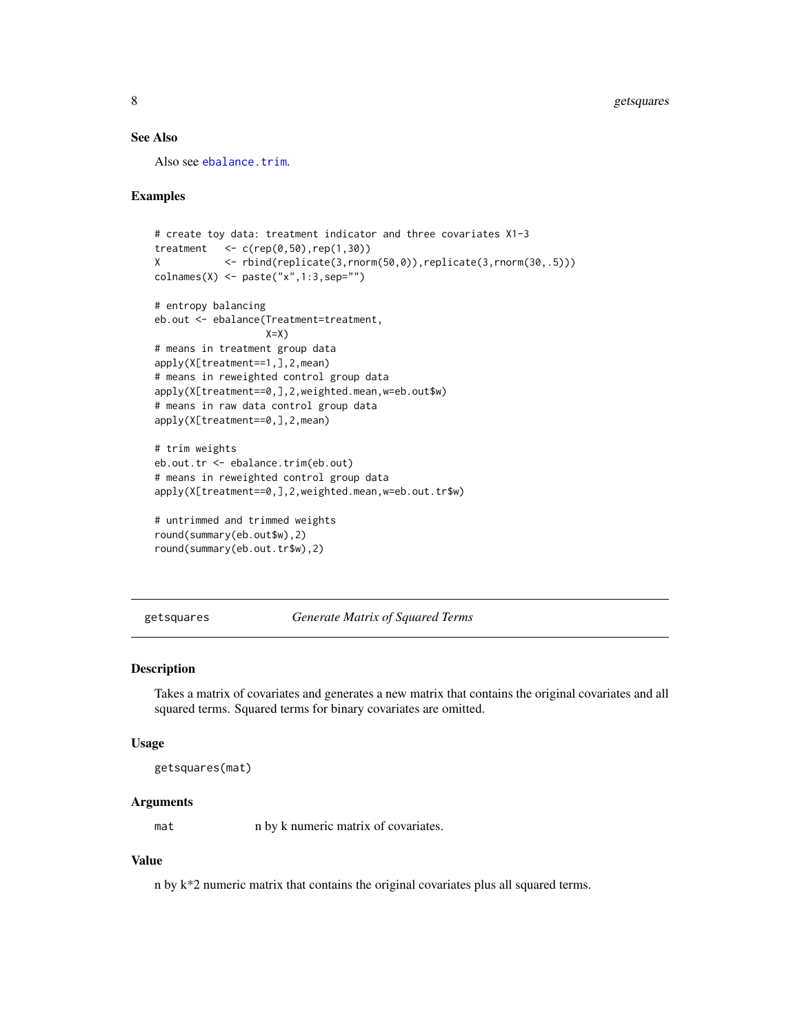## See Also

Also see ebalance.trim.

## Examples

```
# create toy data: treatment indicator and three covariates X1-3
treatment   <- c(rep(0,50),rep(1,30))
X           <- rbind(replicate(3,rnorm(50,0)),replicate(3,rnorm(30,.5)))
colnames(X) <- paste("x",1:3,sep="")

# entropy balancing
eb.out <- ebalance(Treatment=treatment,
                   X=X)
# means in treatment group data
apply(X[treatment==1,],2,mean)
# means in reweighted control group data
apply(X[treatment==0,],2,weighted.mean,w=eb.out$w)
# means in raw data control group data
apply(X[treatment==0,],2,mean)

# trim weights
eb.out.tr <- ebalance.trim(eb.out)
# means in reweighted control group data
apply(X[treatment==0,],2,weighted.mean,w=eb.out.tr$w)

# untrimmed and trimmed weights
round(summary(eb.out$w),2)
round(summary(eb.out.tr$w),2)
```

---

# getsquares — *Generate Matrix of Squared Terms*

## Description

Takes a matrix of covariates and generates a new matrix that contains the original covariates and all squared terms. Squared terms for binary covariates are omitted.

## Usage

```
getsquares(mat)
```

## Arguments

| | |
|---|---|
| mat | n by k numeric matrix of covariates. |

## Value

n by k*2 numeric matrix that contains the original covariates plus all squared terms.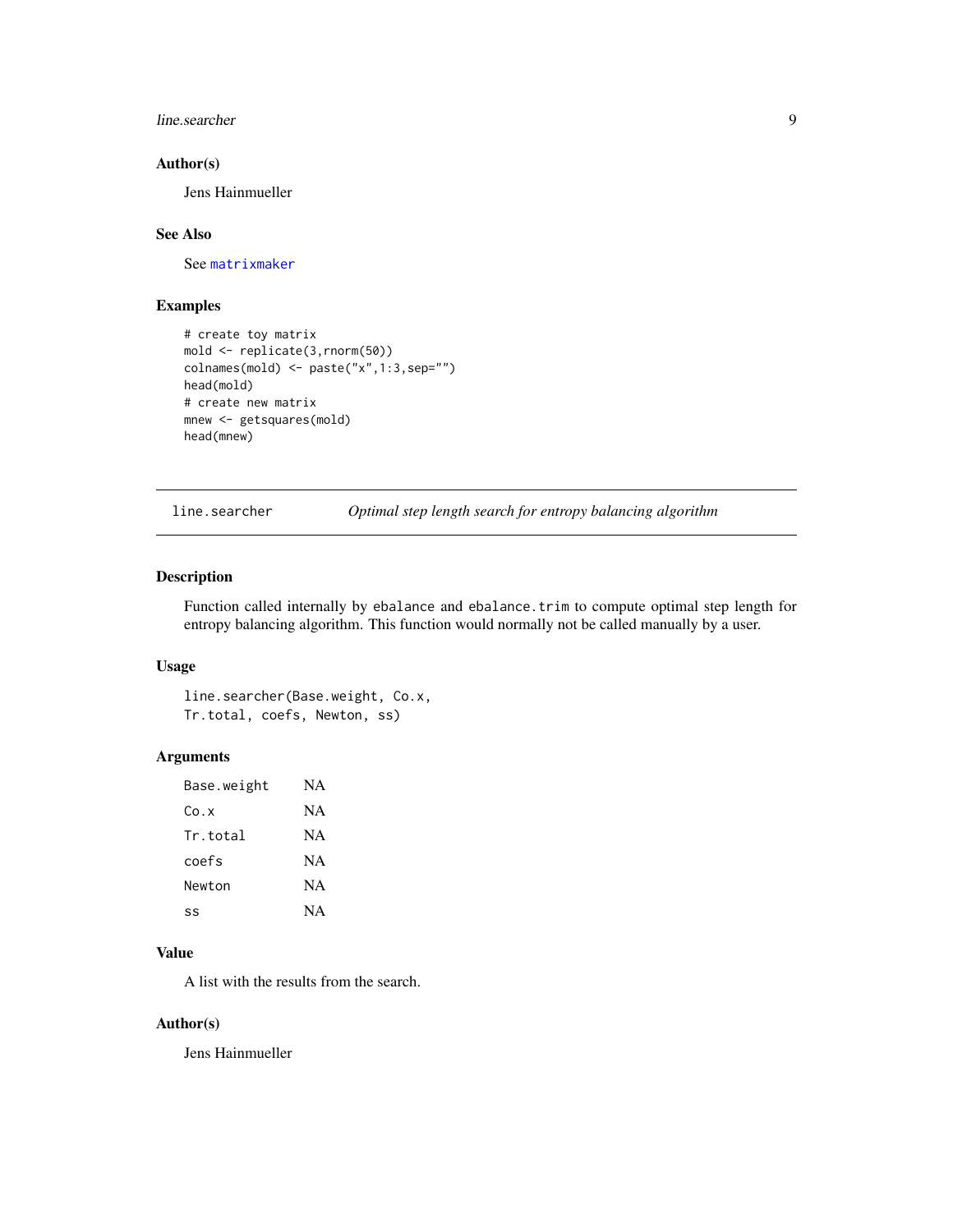### Author(s)

Jens Hainmueller

### See Also

See `matrixmaker`

### Examples

```
# create toy matrix
mold <- replicate(3,rnorm(50))
colnames(mold) <- paste("x",1:3,sep="")
head(mold)
# create new matrix
mnew <- getsquares(mold)
head(mnew)
```

---

## line.searcher *Optimal step length search for entropy balancing algorithm*

---

### Description

Function called internally by ebalance and ebalance.trim to compute optimal step length for entropy balancing algorithm. This function would normally not be called manually by a user.

### Usage

```
line.searcher(Base.weight, Co.x,
Tr.total, coefs, Newton, ss)
```

### Arguments

| | |
|---|---|
| Base.weight | NA |
| Co.x | NA |
| Tr.total | NA |
| coefs | NA |
| Newton | NA |
| ss | NA |

### Value

A list with the results from the search.

### Author(s)

Jens Hainmueller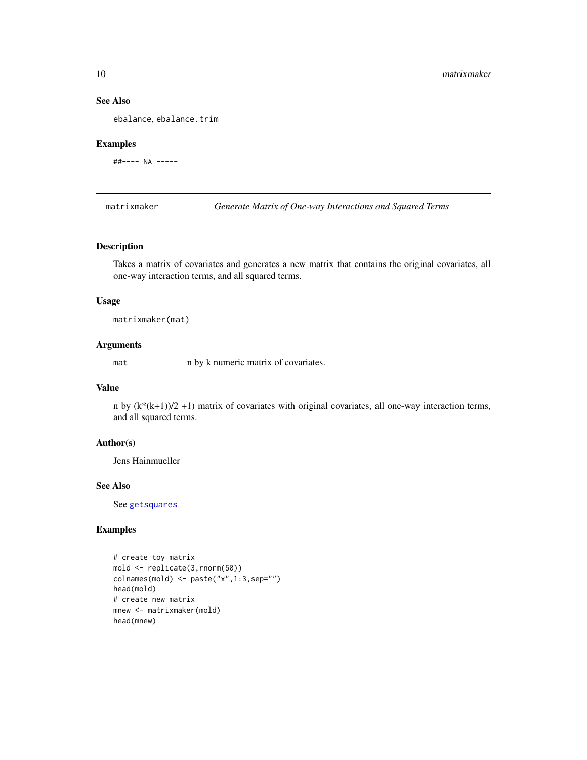### See Also

ebalance, ebalance.trim

### Examples

```
##---- NA -----
```

## matrixmaker — *Generate Matrix of One-way Interactions and Squared Terms*

### Description

Takes a matrix of covariates and generates a new matrix that contains the original covariates, all one-way interaction terms, and all squared terms.

### Usage

```
matrixmaker(mat)
```

### Arguments

| | |
|---|---|
| mat | n by k numeric matrix of covariates. |

### Value

n by (k*(k+1))/2 +1) matrix of covariates with original covariates, all one-way interaction terms, and all squared terms.

### Author(s)

Jens Hainmueller

### See Also

See getsquares

### Examples

```
# create toy matrix
mold <- replicate(3,rnorm(50))
colnames(mold) <- paste("x",1:3,sep="")
head(mold)
# create new matrix
mnew <- matrixmaker(mold)
head(mnew)
```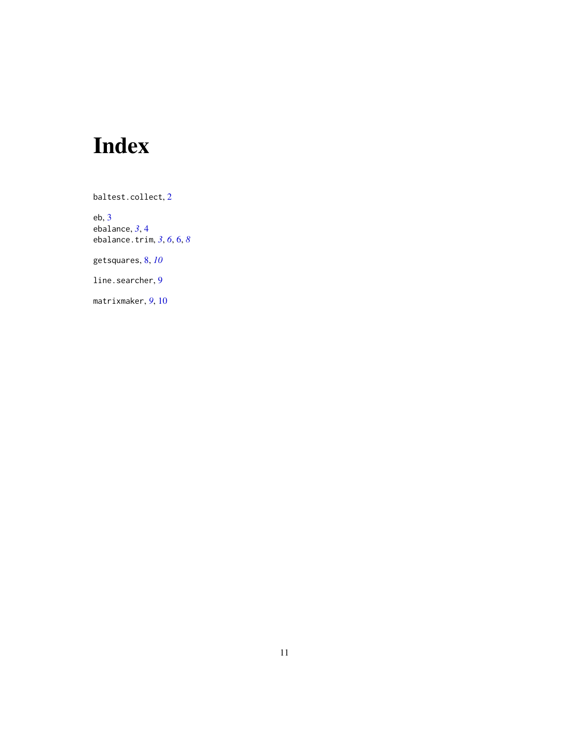# Index

baltest.collect, 2

eb, 3
ebalance, *3*, 4
ebalance.trim, *3*, *6*, 6, *8*

getsquares, 8, *10*

line.searcher, 9

matrixmaker, *9*, 10